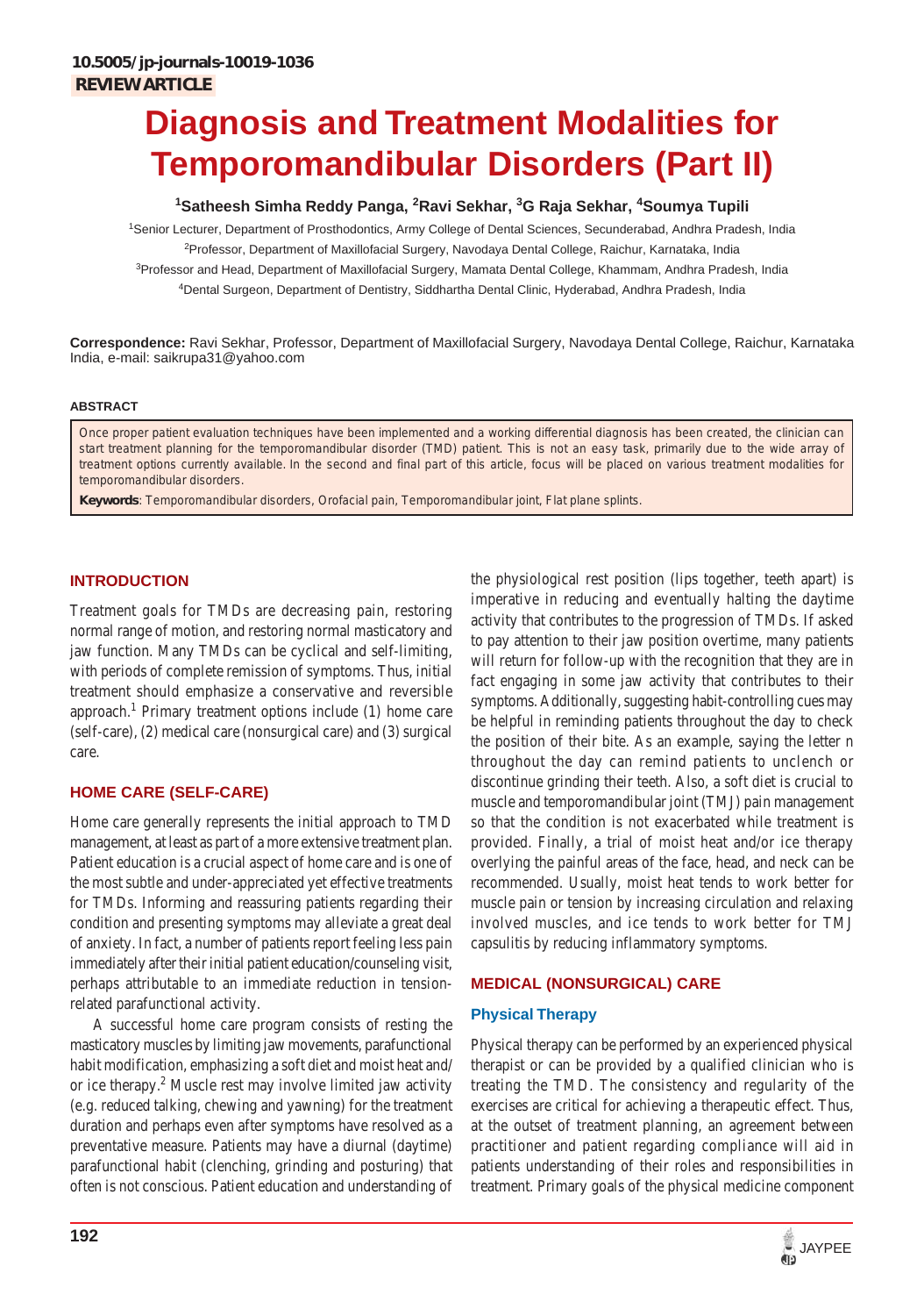10.5005/jp-journals-10019-1036

**REVIEW ARTICLE**

# Diagnosis and Treatment Modalities for Temporomandibular Disorders (Part II)

**[1]Satheesh Simha Reddy Panga, [2]Ravi Sekhar, [3]G Raja Sekhar, [4]Soumya Tupili**

[1]Senior Lecturer, Department of Prosthodontics, Army College of Dental Sciences, Secunderabad, Andhra Pradesh, India

[2]Professor, Department of Maxillofacial Surgery, Navodaya Dental College, Raichur, Karnataka, India

[3]Professor and Head, Department of Maxillofacial Surgery, Mamata Dental College, Khammam, Andhra Pradesh, India

[4]Dental Surgeon, Department of Dentistry, Siddhartha Dental Clinic, Hyderabad, Andhra Pradesh, India

**Correspondence:** Ravi Sekhar, Professor, Department of Maxillofacial Surgery, Navodaya Dental College, Raichur, Karnataka India, e-mail: saikrupa31@yahoo.com

## ABSTRACT

Once proper patient evaluation techniques have been implemented and a working differential diagnosis has been created, the clinician can start treatment planning for the temporomandibular disorder (TMD) patient. This is not an easy task, primarily due to the wide array of treatment options currently available. In the second and final part of this article, focus will be placed on various treatment modalities for temporomandibular disorders.

**Keywords**: Temporomandibular disorders, Orofacial pain, Temporomandibular joint, Flat plane splints.

## INTRODUCTION

Treatment goals for TMDs are decreasing pain, restoring normal range of motion, and restoring normal masticatory and jaw function. Many TMDs can be cyclical and self-limiting, with periods of complete remission of symptoms. Thus, initial treatment should emphasize a conservative and reversible approach.[1] Primary treatment options include (1) home care (self-care), (2) medical care (nonsurgical care) and (3) surgical care.

## HOME CARE (SELF-CARE)

Home care generally represents the initial approach to TMD management, at least as part of a more extensive treatment plan. Patient education is a crucial aspect of home care and is one of the most subtle and under-appreciated yet effective treatments for TMDs. Informing and reassuring patients regarding their condition and presenting symptoms may alleviate a great deal of anxiety. In fact, a number of patients report feeling less pain immediately after their initial patient education/counseling visit, perhaps attributable to an immediate reduction in tension-related parafunctional activity.

A successful home care program consists of resting the masticatory muscles by limiting jaw movements, parafunctional habit modification, emphasizing a soft diet and moist heat and/or ice therapy.[2] Muscle rest may involve limited jaw activity (e.g. reduced talking, chewing and yawning) for the treatment duration and perhaps even after symptoms have resolved as a preventative measure. Patients may have a diurnal (daytime) parafunctional habit (clenching, grinding and posturing) that often is not conscious. Patient education and understanding of the physiological rest position (lips together, teeth apart) is imperative in reducing and eventually halting the daytime activity that contributes to the progression of TMDs. If asked to pay attention to their jaw position overtime, many patients will return for follow-up with the recognition that they are in fact engaging in some jaw activity that contributes to their symptoms. Additionally, suggesting habit-controlling cues may be helpful in reminding patients throughout the day to check the position of their bite. As an example, saying the letter n throughout the day can remind patients to unclench or discontinue grinding their teeth. Also, a soft diet is crucial to muscle and temporomandibular joint (TMJ) pain management so that the condition is not exacerbated while treatment is provided. Finally, a trial of moist heat and/or ice therapy overlying the painful areas of the face, head, and neck can be recommended. Usually, moist heat tends to work better for muscle pain or tension by increasing circulation and relaxing involved muscles, and ice tends to work better for TMJ capsulitis by reducing inflammatory symptoms.

## MEDICAL (NONSURGICAL) CARE

### Physical Therapy

Physical therapy can be performed by an experienced physical therapist or can be provided by a qualified clinician who is treating the TMD. The consistency and regularity of the exercises are critical for achieving a therapeutic effect. Thus, at the outset of treatment planning, an agreement between practitioner and patient regarding compliance will aid in patients understanding of their roles and responsibilities in treatment. Primary goals of the physical medicine component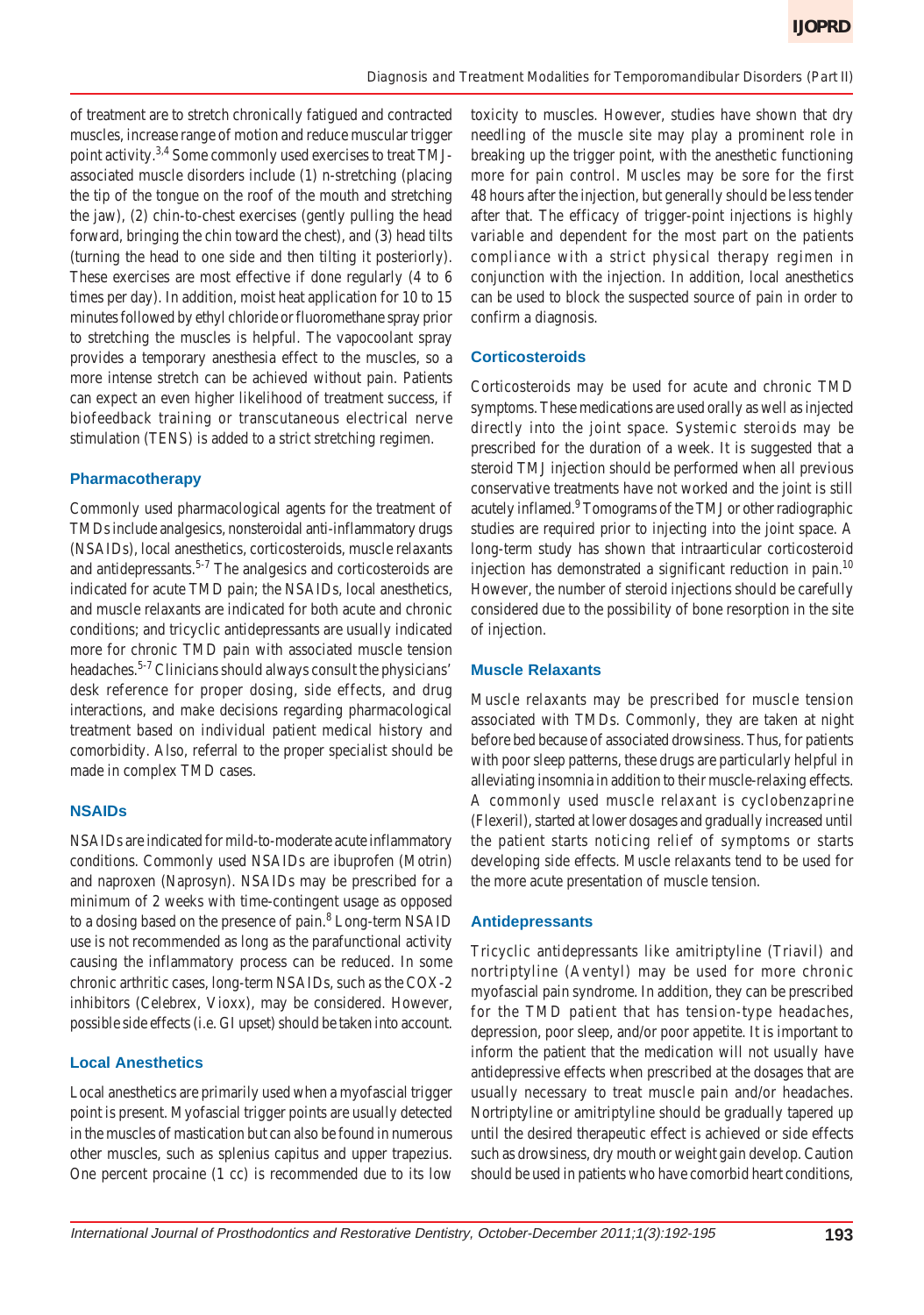of treatment are to stretch chronically fatigued and contracted muscles, increase range of motion and reduce muscular trigger point activity.[3,4] Some commonly used exercises to treat TMJ-associated muscle disorders include (1) n-stretching (placing the tip of the tongue on the roof of the mouth and stretching the jaw), (2) chin-to-chest exercises (gently pulling the head forward, bringing the chin toward the chest), and (3) head tilts (turning the head to one side and then tilting it posteriorly). These exercises are most effective if done regularly (4 to 6 times per day). In addition, moist heat application for 10 to 15 minutes followed by ethyl chloride or fluoromethane spray prior to stretching the muscles is helpful. The vapocoolant spray provides a temporary anesthesia effect to the muscles, so a more intense stretch can be achieved without pain. Patients can expect an even higher likelihood of treatment success, if biofeedback training or transcutaneous electrical nerve stimulation (TENS) is added to a strict stretching regimen.

### Pharmacotherapy

Commonly used pharmacological agents for the treatment of TMDs include analgesics, nonsteroidal anti-inflammatory drugs (NSAIDs), local anesthetics, corticosteroids, muscle relaxants and antidepressants.[5-7] The analgesics and corticosteroids are indicated for acute TMD pain; the NSAIDs, local anesthetics, and muscle relaxants are indicated for both acute and chronic conditions; and tricyclic antidepressants are usually indicated more for chronic TMD pain with associated muscle tension headaches.[5-7] Clinicians should always consult the physicians' desk reference for proper dosing, side effects, and drug interactions, and make decisions regarding pharmacological treatment based on individual patient medical history and comorbidity. Also, referral to the proper specialist should be made in complex TMD cases.

### NSAIDs

NSAIDs are indicated for mild-to-moderate acute inflammatory conditions. Commonly used NSAIDs are ibuprofen (Motrin) and naproxen (Naprosyn). NSAIDs may be prescribed for a minimum of 2 weeks with time-contingent usage as opposed to a dosing based on the presence of pain.[8] Long-term NSAID use is not recommended as long as the parafunctional activity causing the inflammatory process can be reduced. In some chronic arthritic cases, long-term NSAIDs, such as the COX-2 inhibitors (Celebrex, Vioxx), may be considered. However, possible side effects (i.e. GI upset) should be taken into account.

### Local Anesthetics

Local anesthetics are primarily used when a myofascial trigger point is present. Myofascial trigger points are usually detected in the muscles of mastication but can also be found in numerous other muscles, such as splenius capitus and upper trapezius. One percent procaine (1 cc) is recommended due to its low toxicity to muscles. However, studies have shown that dry needling of the muscle site may play a prominent role in breaking up the trigger point, with the anesthetic functioning more for pain control. Muscles may be sore for the first 48 hours after the injection, but generally should be less tender after that. The efficacy of trigger-point injections is highly variable and dependent for the most part on the patients compliance with a strict physical therapy regimen in conjunction with the injection. In addition, local anesthetics can be used to block the suspected source of pain in order to confirm a diagnosis.

### Corticosteroids

Corticosteroids may be used for acute and chronic TMD symptoms. These medications are used orally as well as injected directly into the joint space. Systemic steroids may be prescribed for the duration of a week. It is suggested that a steroid TMJ injection should be performed when all previous conservative treatments have not worked and the joint is still acutely inflamed.[9] Tomograms of the TMJ or other radiographic studies are required prior to injecting into the joint space. A long-term study has shown that intraarticular corticosteroid injection has demonstrated a significant reduction in pain.[10] However, the number of steroid injections should be carefully considered due to the possibility of bone resorption in the site of injection.

### Muscle Relaxants

Muscle relaxants may be prescribed for muscle tension associated with TMDs. Commonly, they are taken at night before bed because of associated drowsiness. Thus, for patients with poor sleep patterns, these drugs are particularly helpful in alleviating insomnia in addition to their muscle-relaxing effects. A commonly used muscle relaxant is cyclobenzaprine (Flexeril), started at lower dosages and gradually increased until the patient starts noticing relief of symptoms or starts developing side effects. Muscle relaxants tend to be used for the more acute presentation of muscle tension.

### Antidepressants

Tricyclic antidepressants like amitriptyline (Triavil) and nortriptyline (Aventyl) may be used for more chronic myofascial pain syndrome. In addition, they can be prescribed for the TMD patient that has tension-type headaches, depression, poor sleep, and/or poor appetite. It is important to inform the patient that the medication will not usually have antidepressive effects when prescribed at the dosages that are usually necessary to treat muscle pain and/or headaches. Nortriptyline or amitriptyline should be gradually tapered up until the desired therapeutic effect is achieved or side effects such as drowsiness, dry mouth or weight gain develop. Caution should be used in patients who have comorbid heart conditions,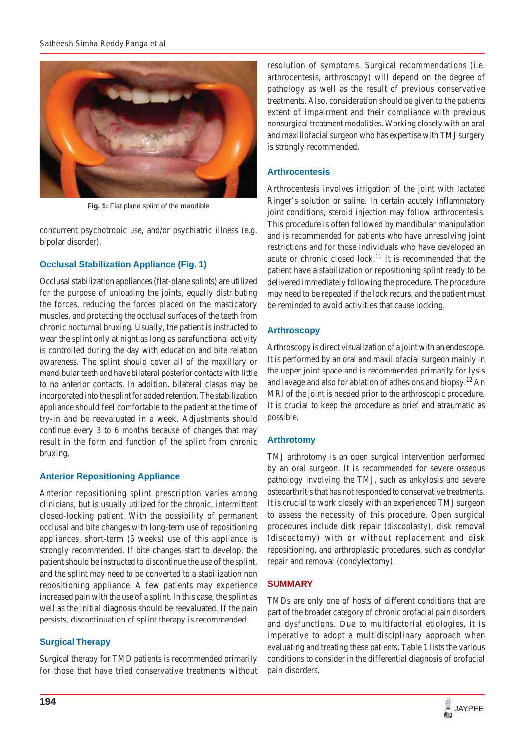Fig. 1: Flat plane splint of the mandible

concurrent psychotropic use, and/or psychiatric illness (e.g. bipolar disorder).

### Occlusal Stabilization Appliance (Fig. 1)

Occlusal stabilization appliances (flat-plane splints) are utilized for the purpose of unloading the joints, equally distributing the forces, reducing the forces placed on the masticatory muscles, and protecting the occlusal surfaces of the teeth from chronic nocturnal bruxing. Usually, the patient is instructed to wear the splint only at night as long as parafunctional activity is controlled during the day with education and bite relation awareness. The splint should cover all of the maxillary or mandibular teeth and have bilateral posterior contacts with little to no anterior contacts. In addition, bilateral clasps may be incorporated into the splint for added retention. The stabilization appliance should feel comfortable to the patient at the time of try-in and be reevaluated in a week. Adjustments should continue every 3 to 6 months because of changes that may result in the form and function of the splint from chronic bruxing.

### Anterior Repositioning Appliance

Anterior repositioning splint prescription varies among clinicians, but is usually utilized for the chronic, intermittent closed-locking patient. With the possibility of permanent occlusal and bite changes with long-term use of repositioning appliances, short-term (6 weeks) use of this appliance is strongly recommended. If bite changes start to develop, the patient should be instructed to discontinue the use of the splint, and the splint may need to be converted to a stabilization non repositioning appliance. A few patients may experience increased pain with the use of a splint. In this case, the splint as well as the initial diagnosis should be reevaluated. If the pain persists, discontinuation of splint therapy is recommended.

### Surgical Therapy

Surgical therapy for TMD patients is recommended primarily for those that have tried conservative treatments without resolution of symptoms. Surgical recommendations (i.e. arthrocentesis, arthroscopy) will depend on the degree of pathology as well as the result of previous conservative treatments. Also, consideration should be given to the patients extent of impairment and their compliance with previous nonsurgical treatment modalities. Working closely with an oral and maxillofacial surgeon who has expertise with TMJ surgery is strongly recommended.

### Arthrocentesis

Arthrocentesis involves irrigation of the joint with lactated Ringer's solution or saline. In certain acutely inflammatory joint conditions, steroid injection may follow arthrocentesis. This procedure is often followed by mandibular manipulation and is recommended for patients who have unresolving joint restrictions and for those individuals who have developed an acute or chronic closed lock.[11] It is recommended that the patient have a stabilization or repositioning splint ready to be delivered immediately following the procedure. The procedure may need to be repeated if the lock recurs, and the patient must be reminded to avoid activities that cause locking.

### Arthroscopy

Arthroscopy is direct visualization of a joint with an endoscope. It is performed by an oral and maxillofacial surgeon mainly in the upper joint space and is recommended primarily for lysis and lavage and also for ablation of adhesions and biopsy.[12] An MRI of the joint is needed prior to the arthroscopic procedure. It is crucial to keep the procedure as brief and atraumatic as possible.

### Arthrotomy

TMJ arthrotomy is an open surgical intervention performed by an oral surgeon. It is recommended for severe osseous pathology involving the TMJ, such as ankylosis and severe osteoarthritis that has not responded to conservative treatments. It is crucial to work closely with an experienced TMJ surgeon to assess the necessity of this procedure. Open surgical procedures include disk repair (discoplasty), disk removal (discectomy) with or without replacement and disk repositioning, and arthroplastic procedures, such as condylar repair and removal (condylectomy).

## SUMMARY

TMDs are only one of hosts of different conditions that are part of the broader category of chronic orofacial pain disorders and dysfunctions. Due to multifactorial etiologies, it is imperative to adopt a multidisciplinary approach when evaluating and treating these patients. Table 1 lists the various conditions to consider in the differential diagnosis of orofacial pain disorders.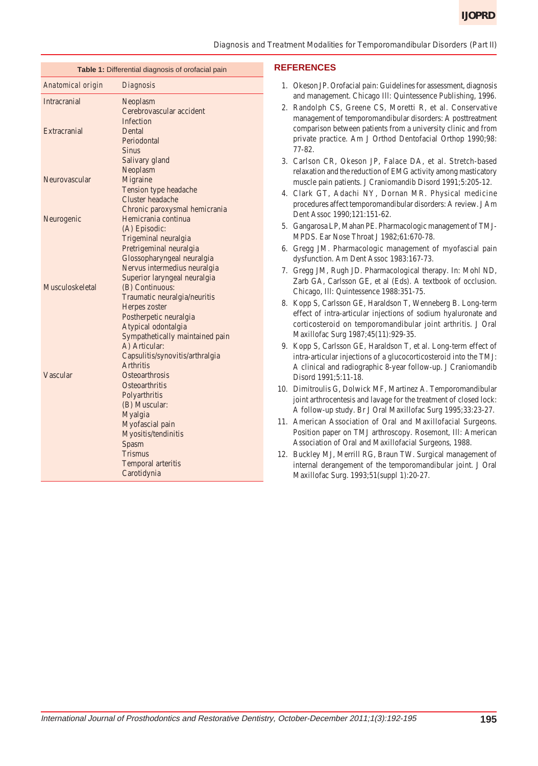**Table 1:** Differential diagnosis of orofacial pain

| *Anatomical origin* | *Diagnosis* |
|---|---|
| Intracranial | Neoplasm |
| | Cerebrovascular accident |
| | Infection |
| Extracranial | Dental |
| | Periodontal |
| | Sinus |
| | Salivary gland |
| | Neoplasm |
| Neurovascular | Migraine |
| | Tension type headache |
| | Cluster headache |
| | Chronic paroxysmal hemicrania |
| Neurogenic | Hemicrania continua |
| | (A) Episodic: |
| | Trigeminal neuralgia |
| | Pretrigeminal neuralgia |
| | Glossopharyngeal neuralgia |
| | Nervus intermedius neuralgia |
| | Superior laryngeal neuralgia |
| Musculoskeletal | (B) Continuous: |
| | Traumatic neuralgia/neuritis |
| | Herpes zoster |
| | Postherpetic neuralgia |
| | Atypical odontalgia |
| | Sympathetically maintained pain |
| | A) Articular: |
| | Capsulitis/synovitis/arthralgia |
| | Arthritis |
| Vascular | Osteoarthrosis |
| | Osteoarthritis |
| | Polyarthritis |
| | (B) Muscular: |
| | Myalgia |
| | Myofascial pain |
| | Myositis/tendinitis |
| | Spasm |
| | Trismus |
| | Temporal arteritis |
| | Carotidynia |

## REFERENCES

1. Okeson JP. Orofacial pain: Guidelines for assessment, diagnosis and management. Chicago Ill: Quintessence Publishing, 1996.
2. Randolph CS, Greene CS, Moretti R, et al. Conservative management of temporomandibular disorders: A posttreatment comparison between patients from a university clinic and from private practice. Am J Orthod Dentofacial Orthop 1990;98:77-82.
3. Carlson CR, Okeson JP, Falace DA, et al. Stretch-based relaxation and the reduction of EMG activity among masticatory muscle pain patients. J Craniomandib Disord 1991;5:205-12.
4. Clark GT, Adachi NY, Dornan MR. Physical medicine procedures affect temporomandibular disorders: A review. J Am Dent Assoc 1990;121:151-62.
5. Gangarosa LP, Mahan PE. Pharmacologic management of TMJ-MPDS. Ear Nose Throat J 1982;61:670-78.
6. Gregg JM. Pharmacologic management of myofascial pain dysfunction. Am Dent Assoc 1983:167-73.
7. Gregg JM, Rugh JD. Pharmacological therapy. In: Mohl ND, Zarb GA, Carlsson GE, et al (Eds). A textbook of occlusion. Chicago, Ill: Quintessence 1988:351-75.
8. Kopp S, Carlsson GE, Haraldson T, Wenneberg B. Long-term effect of intra-articular injections of sodium hyaluronate and corticosteroid on temporomandibular joint arthritis. J Oral Maxillofac Surg 1987;45(11):929-35.
9. Kopp S, Carlsson GE, Haraldson T, et al. Long-term effect of intra-articular injections of a glucocorticosteroid into the TMJ: A clinical and radiographic 8-year follow-up. J Craniomandib Disord 1991;5:11-18.
10. Dimitroulis G, Dolwick MF, Martinez A. Temporomandibular joint arthrocentesis and lavage for the treatment of closed lock: A follow-up study. Br J Oral Maxillofac Surg 1995;33:23-27.
11. American Association of Oral and Maxillofacial Surgeons. Position paper on TMJ arthroscopy. Rosemont, Ill: American Association of Oral and Maxillofacial Surgeons, 1988.
12. Buckley MJ, Merrill RG, Braun TW. Surgical management of internal derangement of the temporomandibular joint. J Oral Maxillofac Surg. 1993;51(suppl 1):20-27.